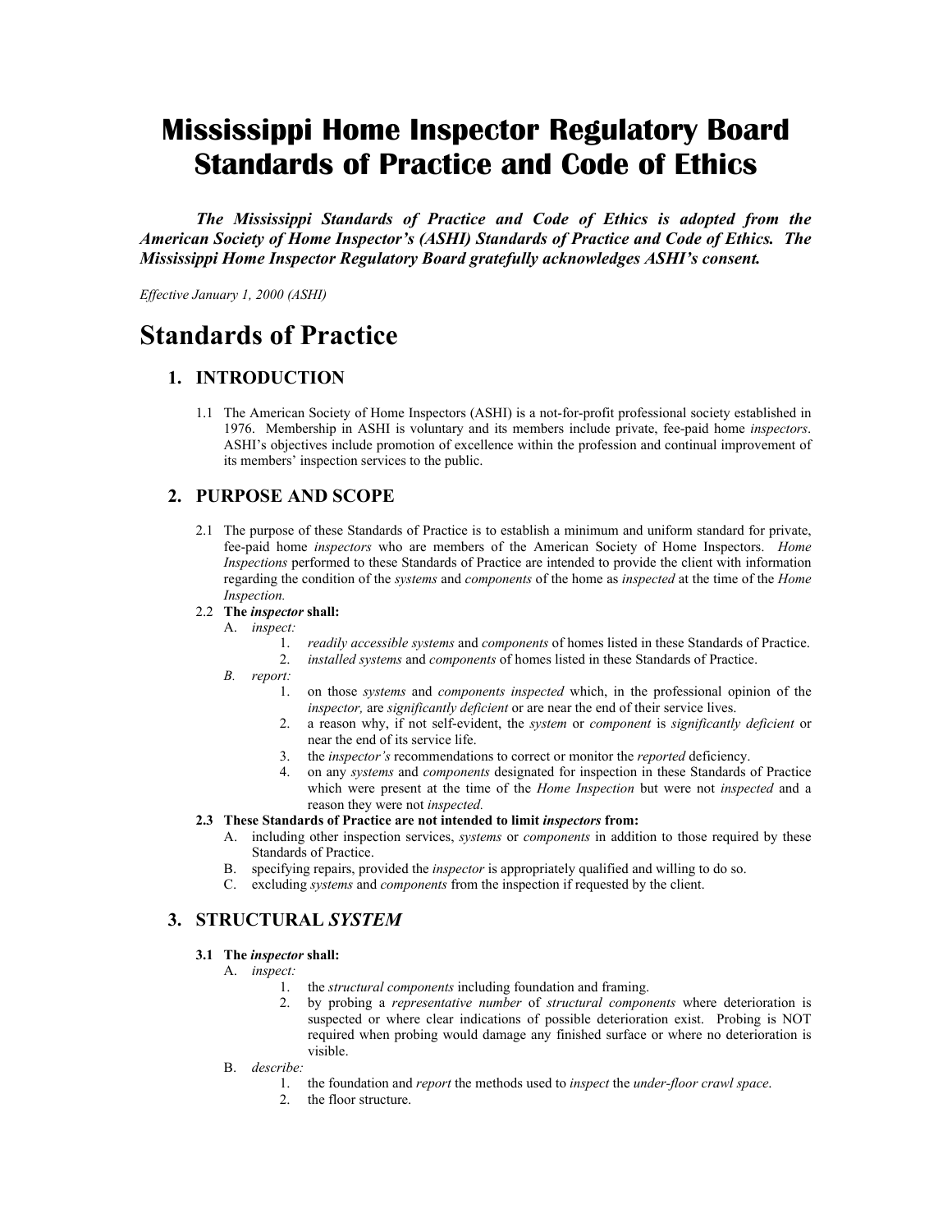# Mississippi Home Inspector Regulatory Board Standards of Practice and Code of Ethics

***The Mississippi Standards of Practice and Code of Ethics is adopted from the American Society of Home Inspector's (ASHI) Standards of Practice and Code of Ethics. The Mississippi Home Inspector Regulatory Board gratefully acknowledges ASHI's consent.***

*Effective January 1, 2000 (ASHI)*

# Standards of Practice

## 1. INTRODUCTION

1.1 The American Society of Home Inspectors (ASHI) is a not-for-profit professional society established in 1976. Membership in ASHI is voluntary and its members include private, fee-paid home *inspectors*. ASHI's objectives include promotion of excellence within the profession and continual improvement of its members' inspection services to the public.

## 2. PURPOSE AND SCOPE

2.1 The purpose of these Standards of Practice is to establish a minimum and uniform standard for private, fee-paid home *inspectors* who are members of the American Society of Home Inspectors. *Home Inspections* performed to these Standards of Practice are intended to provide the client with information regarding the condition of the *systems* and *components* of the home as *inspected* at the time of the *Home Inspection.*

2.2 **The *inspector* shall:**

- A. *inspect:*
  1. *readily accessible systems* and *components* of homes listed in these Standards of Practice.
  2. *installed systems* and *components* of homes listed in these Standards of Practice.
- *B. report:*
  1. on those *systems* and *components inspected* which, in the professional opinion of the *inspector,* are *significantly deficient* or are near the end of their service lives.
  2. a reason why, if not self-evident, the *system* or *component* is *significantly deficient* or near the end of its service life.
  3. the *inspector's* recommendations to correct or monitor the *reported* deficiency.
  4. on any *systems* and *components* designated for inspection in these Standards of Practice which were present at the time of the *Home Inspection* but were not *inspected* and a reason they were not *inspected.*

**2.3 These Standards of Practice are not intended to limit *inspectors* from:**

- A. including other inspection services, *systems* or *components* in addition to those required by these Standards of Practice.
- B. specifying repairs, provided the *inspector* is appropriately qualified and willing to do so.
- C. excluding *systems* and *components* from the inspection if requested by the client.

## 3. STRUCTURAL *SYSTEM*

**3.1 The *inspector* shall:**

- A. *inspect:*
  1. the *structural components* including foundation and framing.
  2. by probing a *representative number* of *structural components* where deterioration is suspected or where clear indications of possible deterioration exist. Probing is NOT required when probing would damage any finished surface or where no deterioration is visible.
- B. *describe:*
  1. the foundation and *report* the methods used to *inspect* the *under-floor crawl space*.
  2. the floor structure.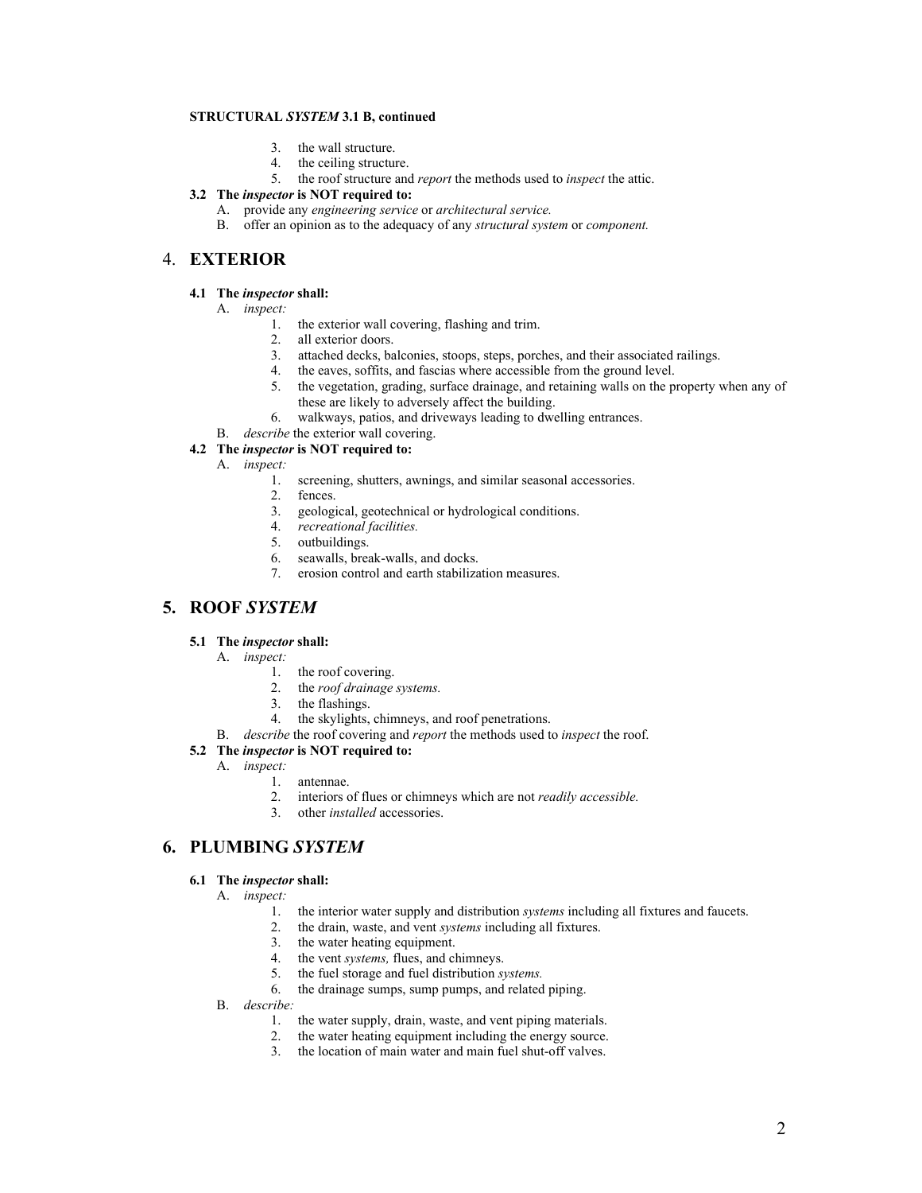**STRUCTURAL *SYSTEM* 3.1 B, continued**

3. the wall structure.
4. the ceiling structure.
5. the roof structure and *report* the methods used to *inspect* the attic.

**3.2 The *inspector* is NOT required to:**

A. provide any *engineering service* or *architectural service.*

B. offer an opinion as to the adequacy of any *structural system* or *component.*

## 4. EXTERIOR

**4.1 The *inspector* shall:**

A. *inspect:*

1. the exterior wall covering, flashing and trim.
2. all exterior doors.
3. attached decks, balconies, stoops, steps, porches, and their associated railings.
4. the eaves, soffits, and fascias where accessible from the ground level.
5. the vegetation, grading, surface drainage, and retaining walls on the property when any of these are likely to adversely affect the building.
6. walkways, patios, and driveways leading to dwelling entrances.

B. *describe* the exterior wall covering.

**4.2 The *inspector* is NOT required to:**

A. *inspect:*

1. screening, shutters, awnings, and similar seasonal accessories.
2. fences.
3. geological, geotechnical or hydrological conditions.
4. *recreational facilities.*
5. outbuildings.
6. seawalls, break-walls, and docks.
7. erosion control and earth stabilization measures.

## 5. ROOF *SYSTEM*

**5.1 The *inspector* shall:**

A. *inspect:*

1. the roof covering.
2. the *roof drainage systems.*
3. the flashings.
4. the skylights, chimneys, and roof penetrations.

B. *describe* the roof covering and *report* the methods used to *inspect* the roof.

**5.2 The *inspector* is NOT required to:**

A. *inspect:*

1. antennae.
2. interiors of flues or chimneys which are not *readily accessible.*
3. other *installed* accessories.

## 6. PLUMBING *SYSTEM*

**6.1 The *inspector* shall:**

A. *inspect:*

1. the interior water supply and distribution *systems* including all fixtures and faucets.
2. the drain, waste, and vent *systems* including all fixtures.
3. the water heating equipment.
4. the vent *systems,* flues, and chimneys.
5. the fuel storage and fuel distribution *systems.*
6. the drainage sumps, sump pumps, and related piping.

B. *describe:*

1. the water supply, drain, waste, and vent piping materials.
2. the water heating equipment including the energy source.
3. the location of main water and main fuel shut-off valves.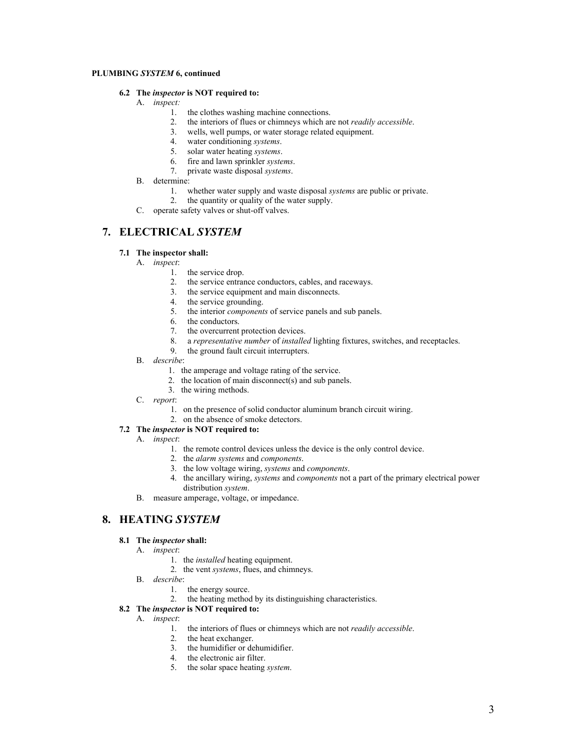**PLUMBING *SYSTEM* 6, continued**

**6.2 The *inspector* is NOT required to:**

A. *inspect:*
   1. the clothes washing machine connections.
   2. the interiors of flues or chimneys which are not *readily accessible*.
   3. wells, well pumps, or water storage related equipment.
   4. water conditioning *systems*.
   5. solar water heating *systems*.
   6. fire and lawn sprinkler *systems*.
   7. private waste disposal *systems*.

B. determine:
   1. whether water supply and waste disposal *systems* are public or private.
   2. the quantity or quality of the water supply.

C. operate safety valves or shut-off valves.

## 7. ELECTRICAL *SYSTEM*

**7.1 The inspector shall:**

A. *inspect*:
   1. the service drop.
   2. the service entrance conductors, cables, and raceways.
   3. the service equipment and main disconnects.
   4. the service grounding.
   5. the interior *components* of service panels and sub panels.
   6. the conductors.
   7. the overcurrent protection devices.
   8. a *representative number* of *installed* lighting fixtures, switches, and receptacles.
   9. the ground fault circuit interrupters.

B. *describe*:
   1. the amperage and voltage rating of the service.
   2. the location of main disconnect(s) and sub panels.
   3. the wiring methods.

C. *report*:
   1. on the presence of solid conductor aluminum branch circuit wiring.
   2. on the absence of smoke detectors.

**7.2 The *inspector* is NOT required to:**

A. *inspect*:
   1. the remote control devices unless the device is the only control device.
   2. the *alarm systems* and *components*.
   3. the low voltage wiring, *systems* and *components*.
   4. the ancillary wiring, *systems* and *components* not a part of the primary electrical power distribution *system*.

B. measure amperage, voltage, or impedance.

## 8. HEATING *SYSTEM*

**8.1 The *inspector* shall:**

A. *inspect*:
   1. the *installed* heating equipment.
   2. the vent *systems*, flues, and chimneys.

B. *describe*:
   1. the energy source.
   2. the heating method by its distinguishing characteristics.

**8.2 The *inspector* is NOT required to:**

A. *inspect*:
   1. the interiors of flues or chimneys which are not *readily accessible*.
   2. the heat exchanger.
   3. the humidifier or dehumidifier.
   4. the electronic air filter.
   5. the solar space heating *system*.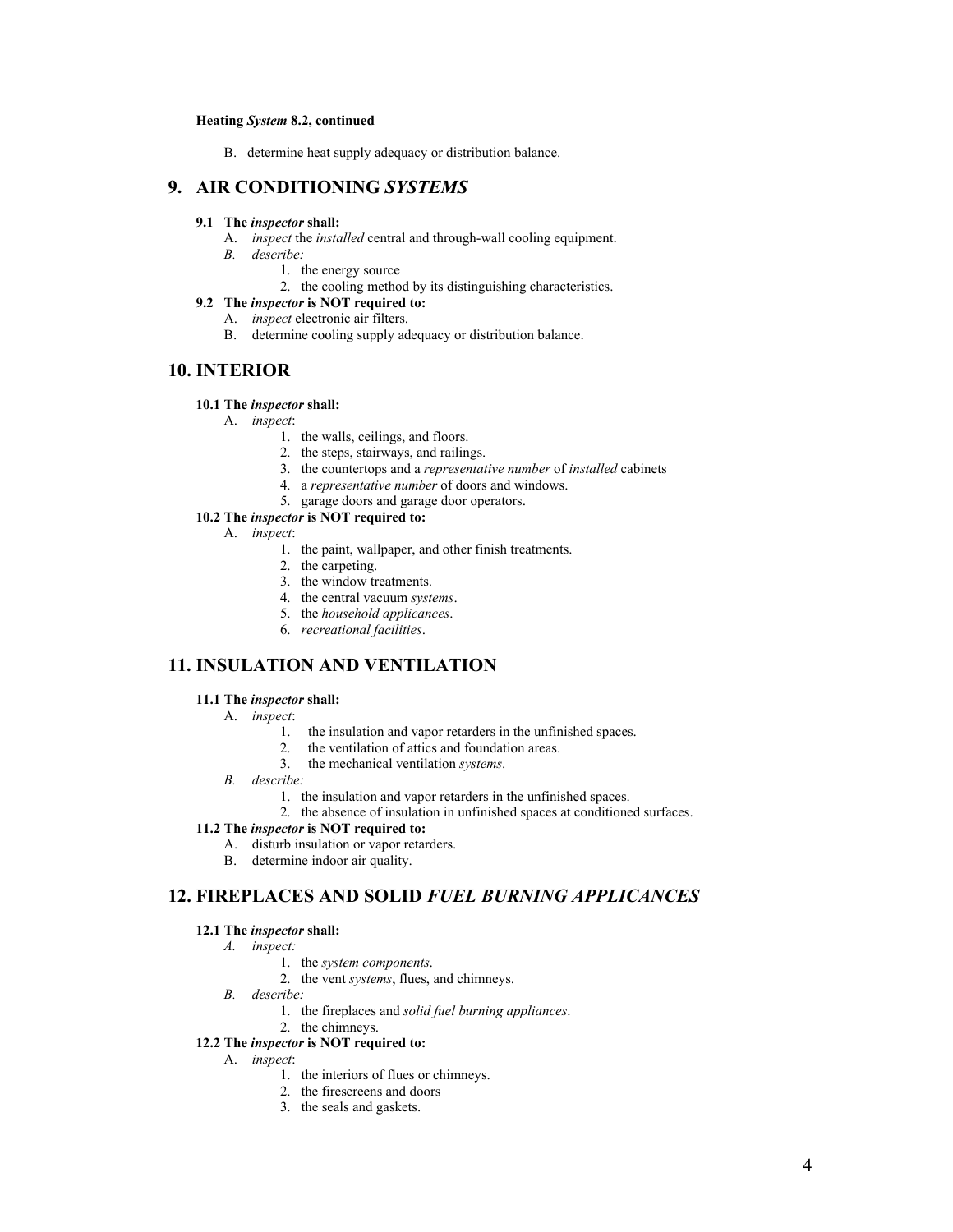**Heating *System* 8.2, continued**

B. determine heat supply adequacy or distribution balance.

## 9. AIR CONDITIONING *SYSTEMS*

**9.1 The *inspector* shall:**

A. *inspect* the *installed* central and through-wall cooling equipment.

*B. describe:*

1. the energy source
2. the cooling method by its distinguishing characteristics.

**9.2 The *inspector* is NOT required to:**

A. *inspect* electronic air filters.

B. determine cooling supply adequacy or distribution balance.

## 10. INTERIOR

**10.1 The *inspector* shall:**

A. *inspect*:

1. the walls, ceilings, and floors.
2. the steps, stairways, and railings.
3. the countertops and a *representative number* of *installed* cabinets
4. a *representative number* of doors and windows.
5. garage doors and garage door operators.

**10.2 The *inspector* is NOT required to:**

A. *inspect*:

1. the paint, wallpaper, and other finish treatments.
2. the carpeting.
3. the window treatments.
4. the central vacuum *systems*.
5. the *household applicances*.
6. *recreational facilities*.

## 11. INSULATION AND VENTILATION

**11.1 The *inspector* shall:**

A. *inspect*:

1. the insulation and vapor retarders in the unfinished spaces.
2. the ventilation of attics and foundation areas.
3. the mechanical ventilation *systems*.

*B. describe:*

1. the insulation and vapor retarders in the unfinished spaces.
2. the absence of insulation in unfinished spaces at conditioned surfaces.

**11.2 The *inspector* is NOT required to:**

A. disturb insulation or vapor retarders.

B. determine indoor air quality.

## 12. FIREPLACES AND SOLID *FUEL BURNING APPLICANCES*

**12.1 The *inspector* shall:**

*A. inspect:*

1. the *system components*.
2. the vent *systems*, flues, and chimneys.

*B. describe:*

1. the fireplaces and *solid fuel burning appliances*.
2. the chimneys.

**12.2 The *inspector* is NOT required to:**

A. *inspect*:

1. the interiors of flues or chimneys.
2. the firescreens and doors
3. the seals and gaskets.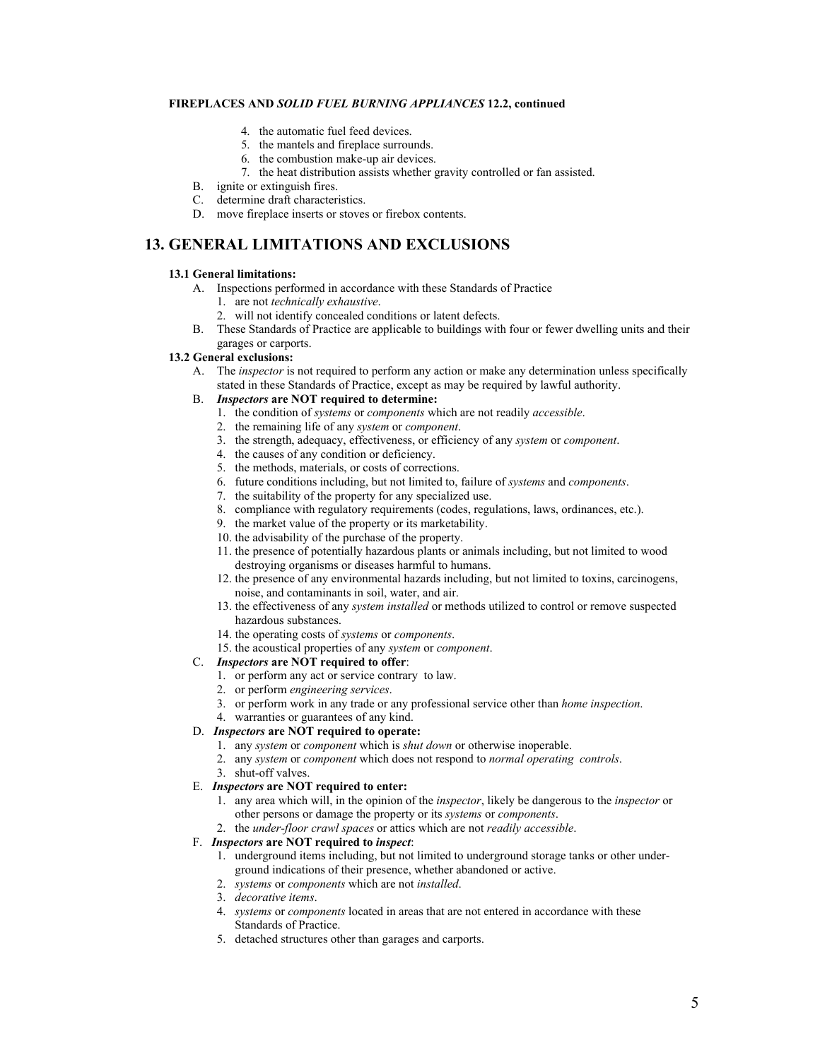**FIREPLACES AND *SOLID FUEL BURNING APPLIANCES* 12.2, continued**

4. the automatic fuel feed devices.
5. the mantels and fireplace surrounds.
6. the combustion make-up air devices.
7. the heat distribution assists whether gravity controlled or fan assisted.

B. ignite or extinguish fires.
C. determine draft characteristics.
D. move fireplace inserts or stoves or firebox contents.

## 13. GENERAL LIMITATIONS AND EXCLUSIONS

**13.1 General limitations:**

A. Inspections performed in accordance with these Standards of Practice
   1. are not *technically exhaustive*.
   2. will not identify concealed conditions or latent defects.

B. These Standards of Practice are applicable to buildings with four or fewer dwelling units and their garages or carports.

**13.2 General exclusions:**

A. The *inspector* is not required to perform any action or make any determination unless specifically stated in these Standards of Practice, except as may be required by lawful authority.

B. ***Inspectors* are NOT required to determine:**
   1. the condition of *systems* or *components* which are not readily *accessible*.
   2. the remaining life of any *system* or *component*.
   3. the strength, adequacy, effectiveness, or efficiency of any *system* or *component*.
   4. the causes of any condition or deficiency.
   5. the methods, materials, or costs of corrections.
   6. future conditions including, but not limited to, failure of *systems* and *components*.
   7. the suitability of the property for any specialized use.
   8. compliance with regulatory requirements (codes, regulations, laws, ordinances, etc.).
   9. the market value of the property or its marketability.
   10. the advisability of the purchase of the property.
   11. the presence of potentially hazardous plants or animals including, but not limited to wood destroying organisms or diseases harmful to humans.
   12. the presence of any environmental hazards including, but not limited to toxins, carcinogens, noise, and contaminants in soil, water, and air.
   13. the effectiveness of any *system installed* or methods utilized to control or remove suspected hazardous substances.
   14. the operating costs of *systems* or *components*.
   15. the acoustical properties of any *system* or *component*.

C. ***Inspectors* are NOT required to offer**:
   1. or perform any act or service contrary to law.
   2. or perform *engineering services*.
   3. or perform work in any trade or any professional service other than *home inspection*.
   4. warranties or guarantees of any kind.

D. ***Inspectors* are NOT required to operate:**
   1. any *system* or *component* which is *shut down* or otherwise inoperable.
   2. any *system* or *component* which does not respond to *normal operating controls*.
   3. shut-off valves.

E. ***Inspectors* are NOT required to enter:**
   1. any area which will, in the opinion of the *inspector*, likely be dangerous to the *inspector* or other persons or damage the property or its *systems* or *components*.
   2. the *under-floor crawl spaces* or attics which are not *readily accessible*.

F. ***Inspectors* are NOT required to *inspect*:**
   1. underground items including, but not limited to underground storage tanks or other underground indications of their presence, whether abandoned or active.
   2. *systems* or *components* which are not *installed*.
   3. *decorative items*.
   4. *systems* or *components* located in areas that are not entered in accordance with these Standards of Practice.
   5. detached structures other than garages and carports.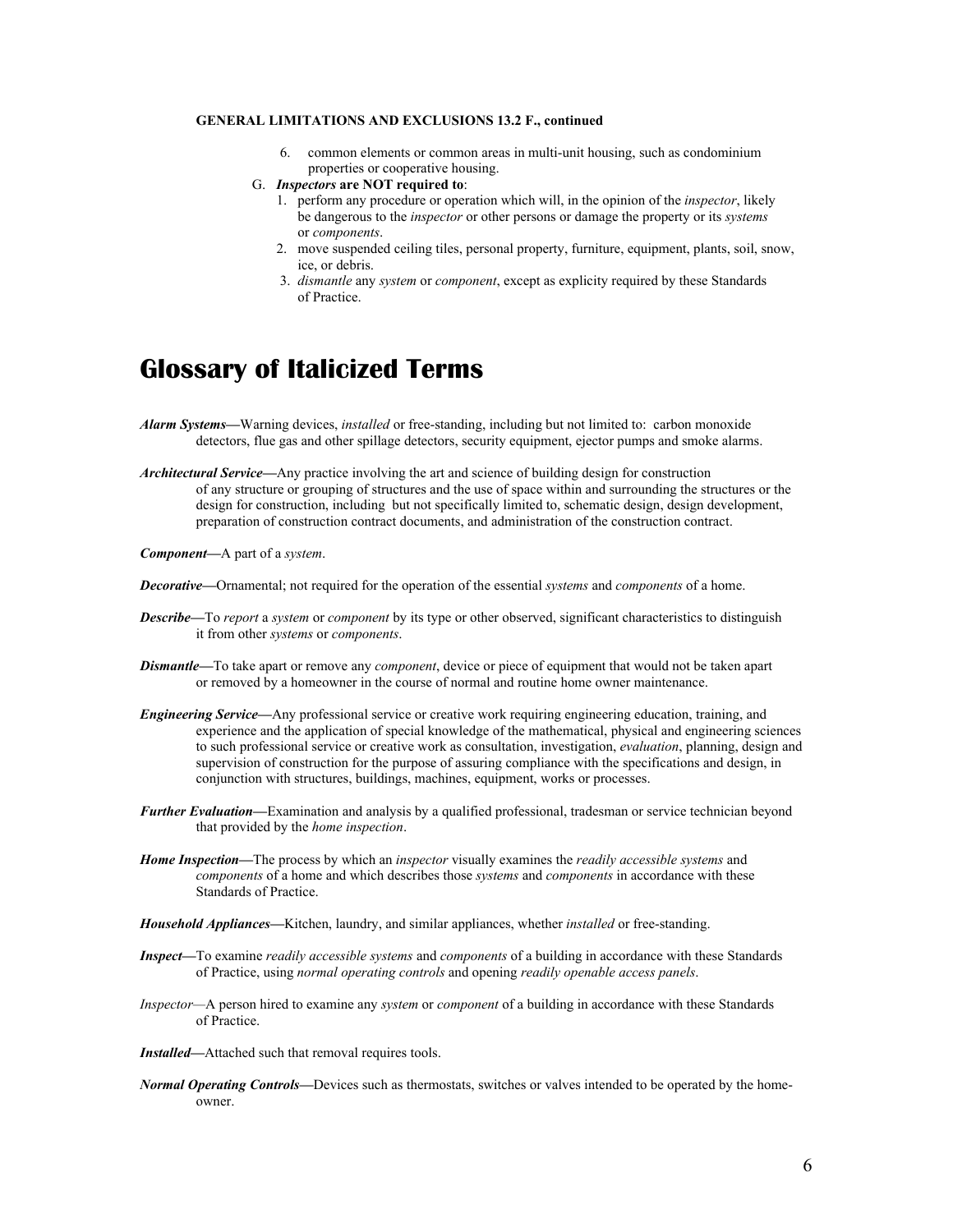**GENERAL LIMITATIONS AND EXCLUSIONS 13.2 F., continued**

6. common elements or common areas in multi-unit housing, such as condominium properties or cooperative housing.

G. ***Inspectors* are NOT required to**:
   1. perform any procedure or operation which will, in the opinion of the *inspector*, likely be dangerous to the *inspector* or other persons or damage the property or its *systems* or *components*.
   2. move suspended ceiling tiles, personal property, furniture, equipment, plants, soil, snow, ice, or debris.
   3. *dismantle* any *system* or *component*, except as explicity required by these Standards of Practice.

# Glossary of Italicized Terms

***Alarm Systems*****—**Warning devices, *installed* or free-standing, including but not limited to: carbon monoxide detectors, flue gas and other spillage detectors, security equipment, ejector pumps and smoke alarms.

***Architectural Service*****—**Any practice involving the art and science of building design for construction of any structure or grouping of structures and the use of space within and surrounding the structures or the design for construction, including but not specifically limited to, schematic design, design development, preparation of construction contract documents, and administration of the construction contract.

***Component*****—**A part of a *system*.

***Decorative*****—**Ornamental; not required for the operation of the essential *systems* and *components* of a home.

***Describe*****—**To *report* a *system* or *component* by its type or other observed, significant characteristics to distinguish it from other *systems* or *components*.

***Dismantle*****—**To take apart or remove any *component*, device or piece of equipment that would not be taken apart or removed by a homeowner in the course of normal and routine home owner maintenance.

***Engineering Service*****—**Any professional service or creative work requiring engineering education, training, and experience and the application of special knowledge of the mathematical, physical and engineering sciences to such professional service or creative work as consultation, investigation, *evaluation*, planning, design and supervision of construction for the purpose of assuring compliance with the specifications and design, in conjunction with structures, buildings, machines, equipment, works or processes.

***Further Evaluation*****—**Examination and analysis by a qualified professional, tradesman or service technician beyond that provided by the *home inspection*.

***Home Inspection*****—**The process by which an *inspector* visually examines the *readily accessible systems* and *components* of a home and which describes those *systems* and *components* in accordance with these Standards of Practice.

***Household Appliances*****—**Kitchen, laundry, and similar appliances, whether *installed* or free-standing.

***Inspect*****—**To examine *readily accessible systems* and *components* of a building in accordance with these Standards of Practice, using *normal operating controls* and opening *readily openable access panels*.

*Inspector—*A person hired to examine any *system* or *component* of a building in accordance with these Standards of Practice.

***Installed*****—**Attached such that removal requires tools.

***Normal Operating Controls*****—**Devices such as thermostats, switches or valves intended to be operated by the home-owner.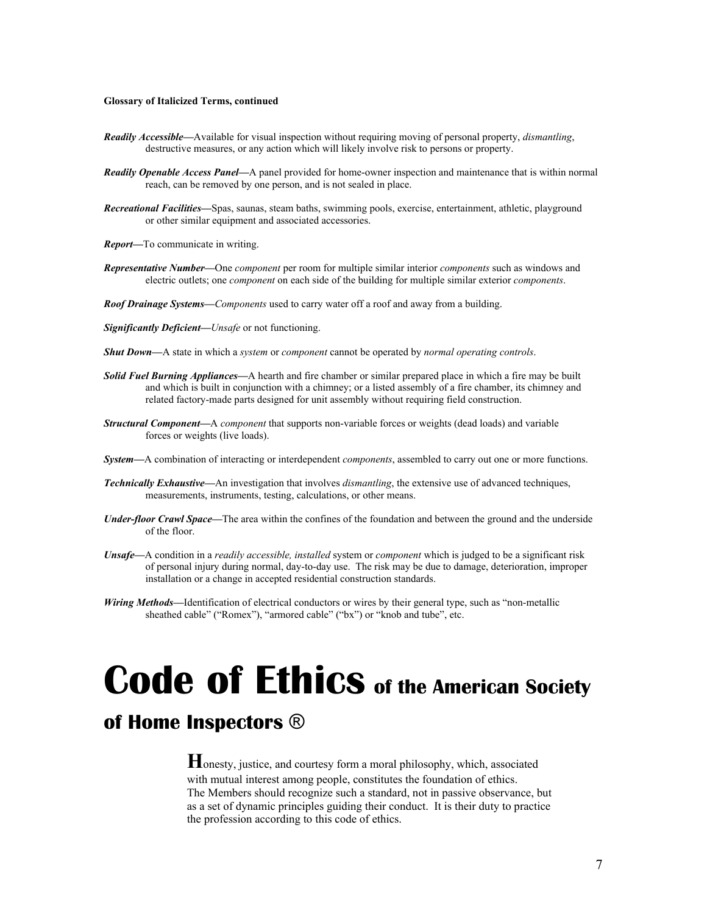**Glossary of Italicized Terms, continued**

***Readily Accessible*****—**Available for visual inspection without requiring moving of personal property, *dismantling*, destructive measures, or any action which will likely involve risk to persons or property.

***Readily Openable Access Panel*****—**A panel provided for home-owner inspection and maintenance that is within normal reach, can be removed by one person, and is not sealed in place.

***Recreational Facilities*****—**Spas, saunas, steam baths, swimming pools, exercise, entertainment, athletic, playground or other similar equipment and associated accessories.

***Report*****—**To communicate in writing.

***Representative Number*****—**One *component* per room for multiple similar interior *components* such as windows and electric outlets; one *component* on each side of the building for multiple similar exterior *components*.

***Roof Drainage Systems*****—***Components* used to carry water off a roof and away from a building.

***Significantly Deficient*****—***Unsafe* or not functioning.

***Shut Down*****—**A state in which a *system* or *component* cannot be operated by *normal operating controls*.

***Solid Fuel Burning Appliances*****—**A hearth and fire chamber or similar prepared place in which a fire may be built and which is built in conjunction with a chimney; or a listed assembly of a fire chamber, its chimney and related factory-made parts designed for unit assembly without requiring field construction.

***Structural Component*****—**A *component* that supports non-variable forces or weights (dead loads) and variable forces or weights (live loads).

***System*****—**A combination of interacting or interdependent *components*, assembled to carry out one or more functions.

***Technically Exhaustive*****—**An investigation that involves *dismantling*, the extensive use of advanced techniques, measurements, instruments, testing, calculations, or other means.

***Under-floor Crawl Space*****—**The area within the confines of the foundation and between the ground and the underside of the floor.

***Unsafe*****—**A condition in a *readily accessible, installed* system or *component* which is judged to be a significant risk of personal injury during normal, day-to-day use. The risk may be due to damage, deterioration, improper installation or a change in accepted residential construction standards.

***Wiring Methods*****—**Identification of electrical conductors or wires by their general type, such as "non-metallic sheathed cable" ("Romex"), "armored cable" ("bx") or "knob and tube", etc.

# Code of Ethics of the American Society of Home Inspectors ®

Honesty, justice, and courtesy form a moral philosophy, which, associated with mutual interest among people, constitutes the foundation of ethics. The Members should recognize such a standard, not in passive observance, but as a set of dynamic principles guiding their conduct. It is their duty to practice the profession according to this code of ethics.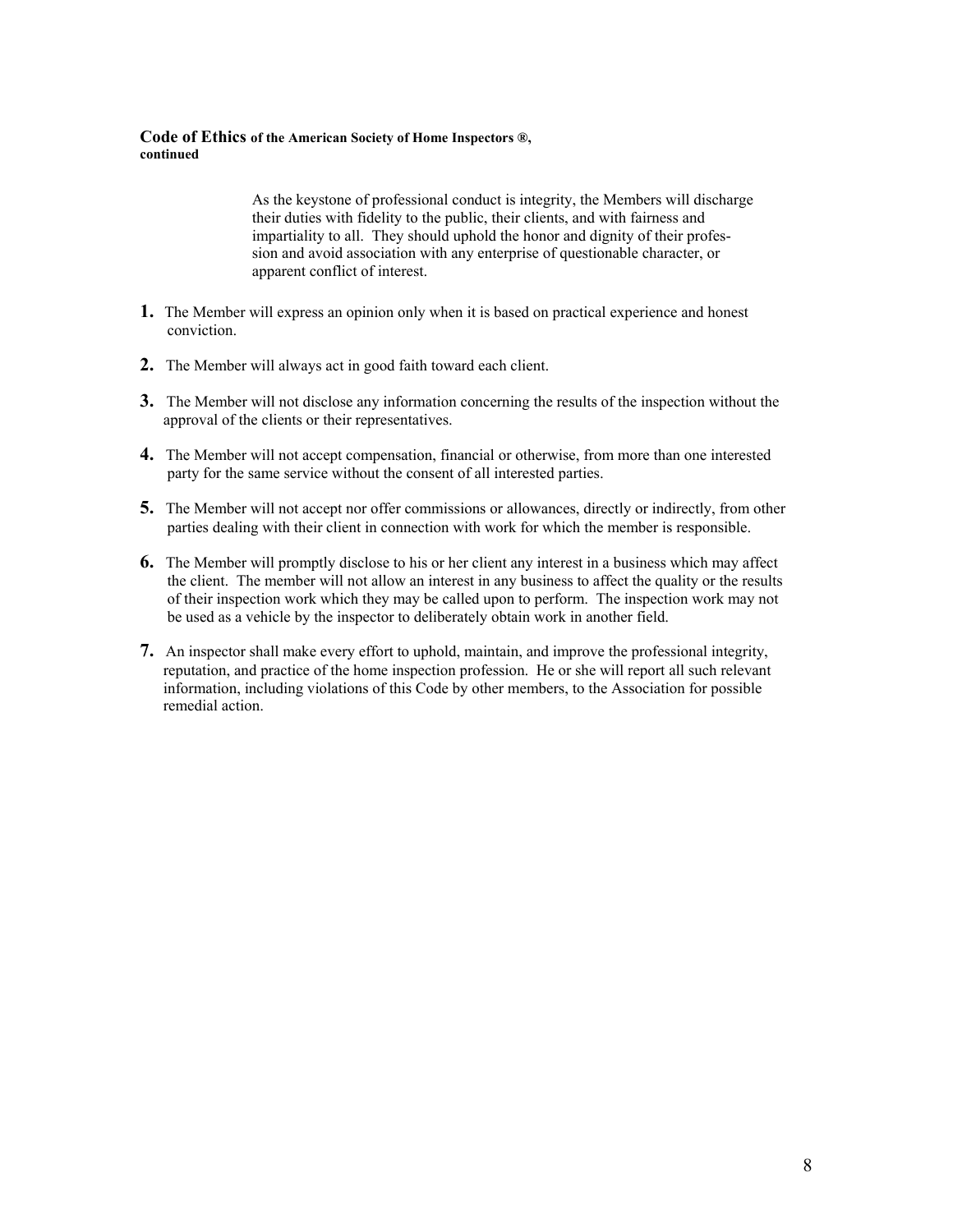**Code of Ethics of the American Society of Home Inspectors ®, continued**

As the keystone of professional conduct is integrity, the Members will discharge their duties with fidelity to the public, their clients, and with fairness and impartiality to all. They should uphold the honor and dignity of their profession and avoid association with any enterprise of questionable character, or apparent conflict of interest.

1. The Member will express an opinion only when it is based on practical experience and honest conviction.
2. The Member will always act in good faith toward each client.
3. The Member will not disclose any information concerning the results of the inspection without the approval of the clients or their representatives.
4. The Member will not accept compensation, financial or otherwise, from more than one interested party for the same service without the consent of all interested parties.
5. The Member will not accept nor offer commissions or allowances, directly or indirectly, from other parties dealing with their client in connection with work for which the member is responsible.
6. The Member will promptly disclose to his or her client any interest in a business which may affect the client. The member will not allow an interest in any business to affect the quality or the results of their inspection work which they may be called upon to perform. The inspection work may not be used as a vehicle by the inspector to deliberately obtain work in another field.
7. An inspector shall make every effort to uphold, maintain, and improve the professional integrity, reputation, and practice of the home inspection profession. He or she will report all such relevant information, including violations of this Code by other members, to the Association for possible remedial action.